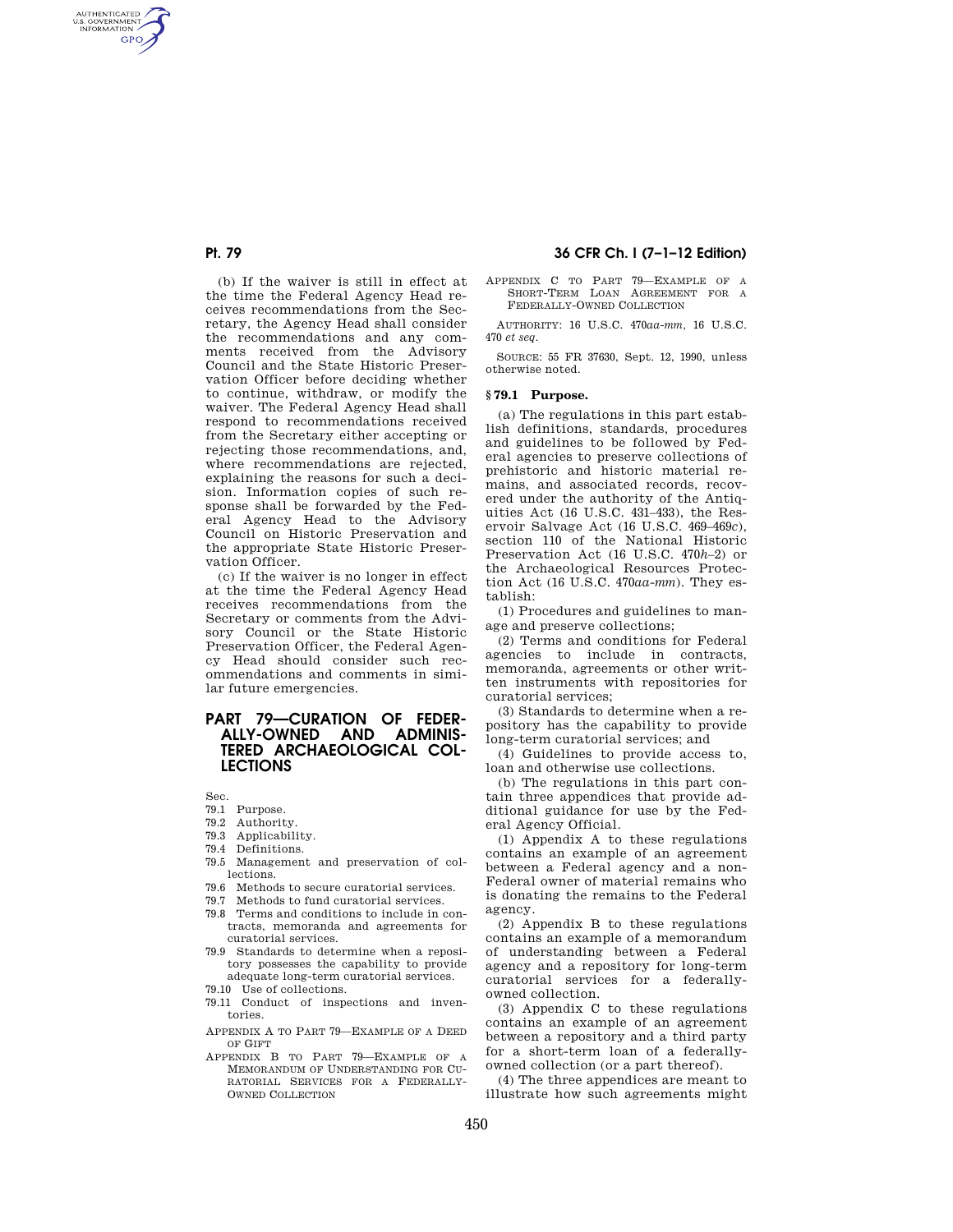(b) If the waiver is still in effect at the time the Federal Agency Head receives recommendations from the Secretary, the Agency Head shall consider the recommendations and any comments received from the Advisory Council and the State Historic Preservation Officer before deciding whether to continue, withdraw, or modify the waiver. The Federal Agency Head shall respond to recommendations received from the Secretary either accepting or rejecting those recommendations, and, where recommendations are rejected, explaining the reasons for such a decision. Information copies of such response shall be forwarded by the Federal Agency Head to the Advisory Council on Historic Preservation and the appropriate State Historic Preservation Officer.

(c) If the waiver is no longer in effect at the time the Federal Agency Head receives recommendations from the Secretary or comments from the Advisory Council or the State Historic Preservation Officer, the Federal Agency Head should consider such recommendations and comments in similar future emergencies.

# PART 79—CURATION OF FEDERALLY-OWNED AND ADMINISTERED ARCHAEOLOGICAL COLLECTIONS

Sec.
79.1 Purpose.
79.2 Authority.
79.3 Applicability.
79.4 Definitions.
79.5 Management and preservation of collections.
79.6 Methods to secure curatorial services.
79.7 Methods to fund curatorial services.
79.8 Terms and conditions to include in contracts, memoranda and agreements for curatorial services.
79.9 Standards to determine when a repository possesses the capability to provide adequate long-term curatorial services.
79.10 Use of collections.
79.11 Conduct of inspections and inventories.

APPENDIX A TO PART 79—EXAMPLE OF A DEED OF GIFT

APPENDIX B TO PART 79—EXAMPLE OF A MEMORANDUM OF UNDERSTANDING FOR CURATORIAL SERVICES FOR A FEDERALLY-OWNED COLLECTION

APPENDIX C TO PART 79—EXAMPLE OF A SHORT-TERM LOAN AGREEMENT FOR A FEDERALLY-OWNED COLLECTION

AUTHORITY: 16 U.S.C. 470*aa-mm*, 16 U.S.C. 470 *et seq.*

SOURCE: 55 FR 37630, Sept. 12, 1990, unless otherwise noted.

## § 79.1 Purpose.

(a) The regulations in this part establish definitions, standards, procedures and guidelines to be followed by Federal agencies to preserve collections of prehistoric and historic material remains, and associated records, recovered under the authority of the Antiquities Act (16 U.S.C. 431–433), the Reservoir Salvage Act (16 U.S.C. 469–469*c*), section 110 of the National Historic Preservation Act (16 U.S.C. 470*h*–2) or the Archaeological Resources Protection Act (16 U.S.C. 470*aa-mm*). They establish:

(1) Procedures and guidelines to manage and preserve collections;

(2) Terms and conditions for Federal agencies to include in contracts, memoranda, agreements or other written instruments with repositories for curatorial services;

(3) Standards to determine when a repository has the capability to provide long-term curatorial services; and

(4) Guidelines to provide access to, loan and otherwise use collections.

(b) The regulations in this part contain three appendices that provide additional guidance for use by the Federal Agency Official.

(1) Appendix A to these regulations contains an example of an agreement between a Federal agency and a non-Federal owner of material remains who is donating the remains to the Federal agency.

(2) Appendix B to these regulations contains an example of a memorandum of understanding between a Federal agency and a repository for long-term curatorial services for a federally-owned collection.

(3) Appendix C to these regulations contains an example of an agreement between a repository and a third party for a short-term loan of a federally-owned collection (or a part thereof).

(4) The three appendices are meant to illustrate how such agreements might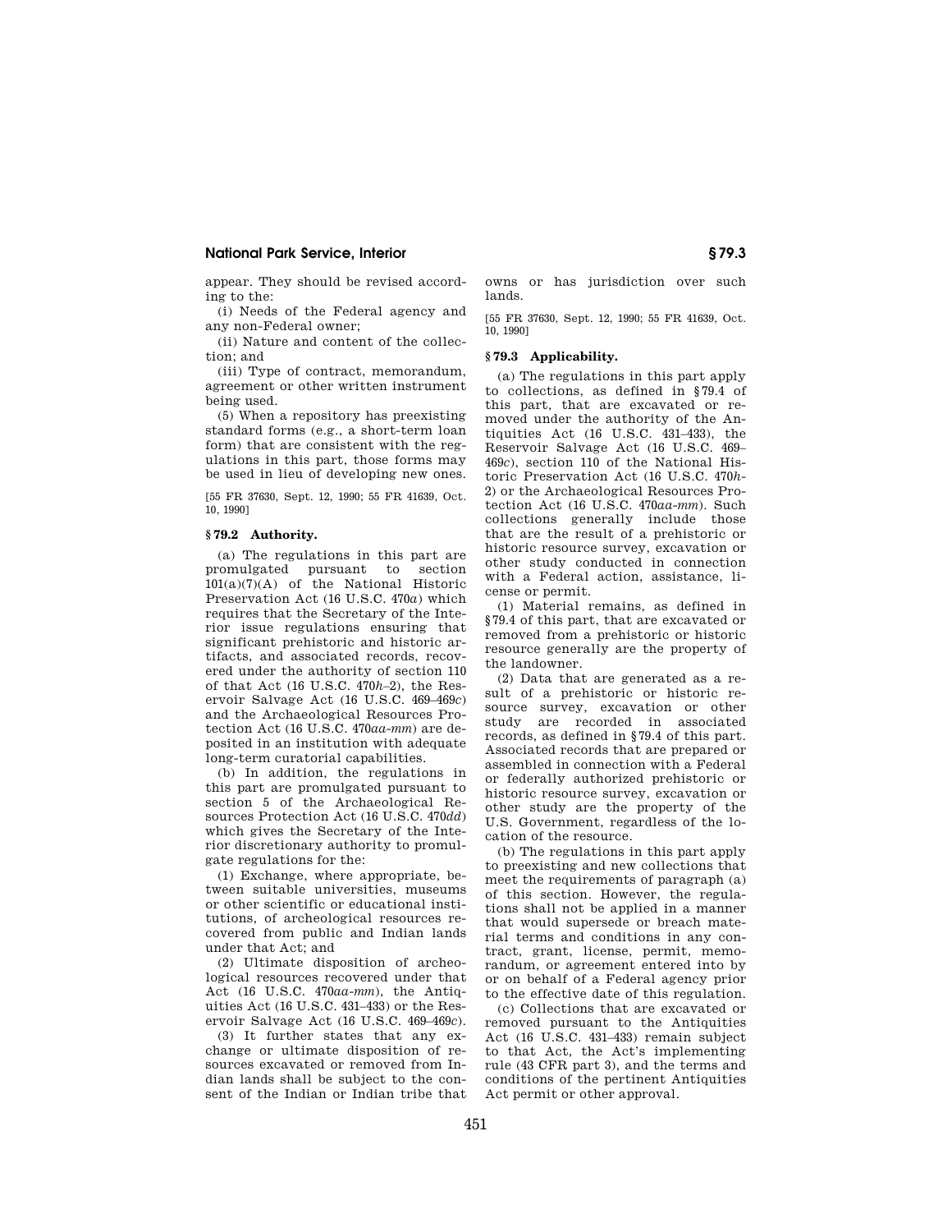appear. They should be revised according to the:

(i) Needs of the Federal agency and any non-Federal owner;

(ii) Nature and content of the collection; and

(iii) Type of contract, memorandum, agreement or other written instrument being used.

(5) When a repository has preexisting standard forms (e.g., a short-term loan form) that are consistent with the regulations in this part, those forms may be used in lieu of developing new ones.

[55 FR 37630, Sept. 12, 1990; 55 FR 41639, Oct. 10, 1990]

## § 79.2 Authority.

(a) The regulations in this part are promulgated pursuant to section 101(a)(7)(A) of the National Historic Preservation Act (16 U.S.C. 470*a*) which requires that the Secretary of the Interior issue regulations ensuring that significant prehistoric and historic artifacts, and associated records, recovered under the authority of section 110 of that Act (16 U.S.C. 470*h*–2), the Reservoir Salvage Act (16 U.S.C. 469–469*c*) and the Archaeological Resources Protection Act (16 U.S.C. 470*aa-mm*) are deposited in an institution with adequate long-term curatorial capabilities.

(b) In addition, the regulations in this part are promulgated pursuant to section 5 of the Archaeological Resources Protection Act (16 U.S.C. 470*dd*) which gives the Secretary of the Interior discretionary authority to promulgate regulations for the:

(1) Exchange, where appropriate, between suitable universities, museums or other scientific or educational institutions, of archeological resources recovered from public and Indian lands under that Act; and

(2) Ultimate disposition of archeological resources recovered under that Act (16 U.S.C. 470*aa-mm*), the Antiquities Act (16 U.S.C. 431–433) or the Reservoir Salvage Act (16 U.S.C. 469–469*c*).

(3) It further states that any exchange or ultimate disposition of resources excavated or removed from Indian lands shall be subject to the consent of the Indian or Indian tribe that owns or has jurisdiction over such lands.

[55 FR 37630, Sept. 12, 1990; 55 FR 41639, Oct. 10, 1990]

## § 79.3 Applicability.

(a) The regulations in this part apply to collections, as defined in §79.4 of this part, that are excavated or removed under the authority of the Antiquities Act (16 U.S.C. 431–433), the Reservoir Salvage Act (16 U.S.C. 469–469*c*), section 110 of the National Historic Preservation Act (16 U.S.C. 470*h*-2) or the Archaeological Resources Protection Act (16 U.S.C. 470*aa-mm*). Such collections generally include those that are the result of a prehistoric or historic resource survey, excavation or other study conducted in connection with a Federal action, assistance, license or permit.

(1) Material remains, as defined in §79.4 of this part, that are excavated or removed from a prehistoric or historic resource generally are the property of the landowner.

(2) Data that are generated as a result of a prehistoric or historic resource survey, excavation or other study are recorded in associated records, as defined in §79.4 of this part. Associated records that are prepared or assembled in connection with a Federal or federally authorized prehistoric or historic resource survey, excavation or other study are the property of the U.S. Government, regardless of the location of the resource.

(b) The regulations in this part apply to preexisting and new collections that meet the requirements of paragraph (a) of this section. However, the regulations shall not be applied in a manner that would supersede or breach material terms and conditions in any contract, grant, license, permit, memorandum, or agreement entered into by or on behalf of a Federal agency prior to the effective date of this regulation.

(c) Collections that are excavated or removed pursuant to the Antiquities Act (16 U.S.C. 431–433) remain subject to that Act, the Act's implementing rule (43 CFR part 3), and the terms and conditions of the pertinent Antiquities Act permit or other approval.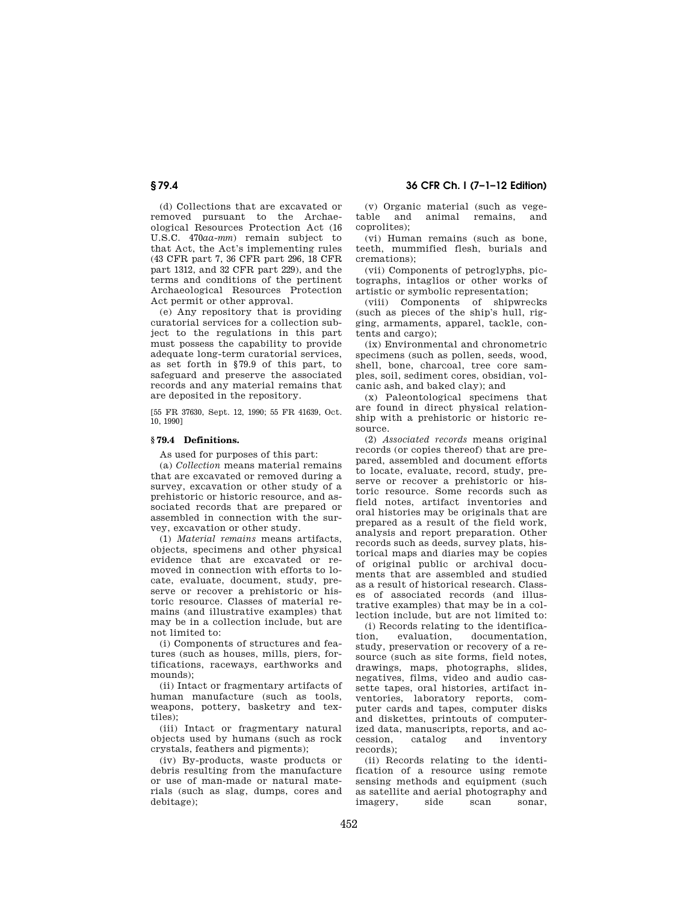(d) Collections that are excavated or removed pursuant to the Archaeological Resources Protection Act (16 U.S.C. 470*aa-mm*) remain subject to that Act, the Act's implementing rules (43 CFR part 7, 36 CFR part 296, 18 CFR part 1312, and 32 CFR part 229), and the terms and conditions of the pertinent Archaeological Resources Protection Act permit or other approval.

(e) Any repository that is providing curatorial services for a collection subject to the regulations in this part must possess the capability to provide adequate long-term curatorial services, as set forth in §79.9 of this part, to safeguard and preserve the associated records and any material remains that are deposited in the repository.

[55 FR 37630, Sept. 12, 1990; 55 FR 41639, Oct. 10, 1990]

## §79.4 Definitions.

As used for purposes of this part:

(a) *Collection* means material remains that are excavated or removed during a survey, excavation or other study of a prehistoric or historic resource, and associated records that are prepared or assembled in connection with the survey, excavation or other study.

(1) *Material remains* means artifacts, objects, specimens and other physical evidence that are excavated or removed in connection with efforts to locate, evaluate, document, study, preserve or recover a prehistoric or historic resource. Classes of material remains (and illustrative examples) that may be in a collection include, but are not limited to:

(i) Components of structures and features (such as houses, mills, piers, fortifications, raceways, earthworks and mounds);

(ii) Intact or fragmentary artifacts of human manufacture (such as tools, weapons, pottery, basketry and textiles);

(iii) Intact or fragmentary natural objects used by humans (such as rock crystals, feathers and pigments);

(iv) By-products, waste products or debris resulting from the manufacture or use of man-made or natural materials (such as slag, dumps, cores and debitage);

(v) Organic material (such as vegetable and animal remains, and coprolites);

(vi) Human remains (such as bone, teeth, mummified flesh, burials and cremations);

(vii) Components of petroglyphs, pictographs, intaglios or other works of artistic or symbolic representation;

(viii) Components of shipwrecks (such as pieces of the ship's hull, rigging, armaments, apparel, tackle, contents and cargo);

(ix) Environmental and chronometric specimens (such as pollen, seeds, wood, shell, bone, charcoal, tree core samples, soil, sediment cores, obsidian, volcanic ash, and baked clay); and

(x) Paleontological specimens that are found in direct physical relationship with a prehistoric or historic resource.

(2) *Associated records* means original records (or copies thereof) that are prepared, assembled and document efforts to locate, evaluate, record, study, preserve or recover a prehistoric or historic resource. Some records such as field notes, artifact inventories and oral histories may be originals that are prepared as a result of the field work, analysis and report preparation. Other records such as deeds, survey plats, historical maps and diaries may be copies of original public or archival documents that are assembled and studied as a result of historical research. Classes of associated records (and illustrative examples) that may be in a collection include, but are not limited to:

(i) Records relating to the identification, evaluation, documentation, study, preservation or recovery of a resource (such as site forms, field notes, drawings, maps, photographs, slides, negatives, films, video and audio cassette tapes, oral histories, artifact inventories, laboratory reports, computer cards and tapes, computer disks and diskettes, printouts of computerized data, manuscripts, reports, and accession, catalog and inventory records);

(ii) Records relating to the identification of a resource using remote sensing methods and equipment (such as satellite and aerial photography and imagery, side scan sonar,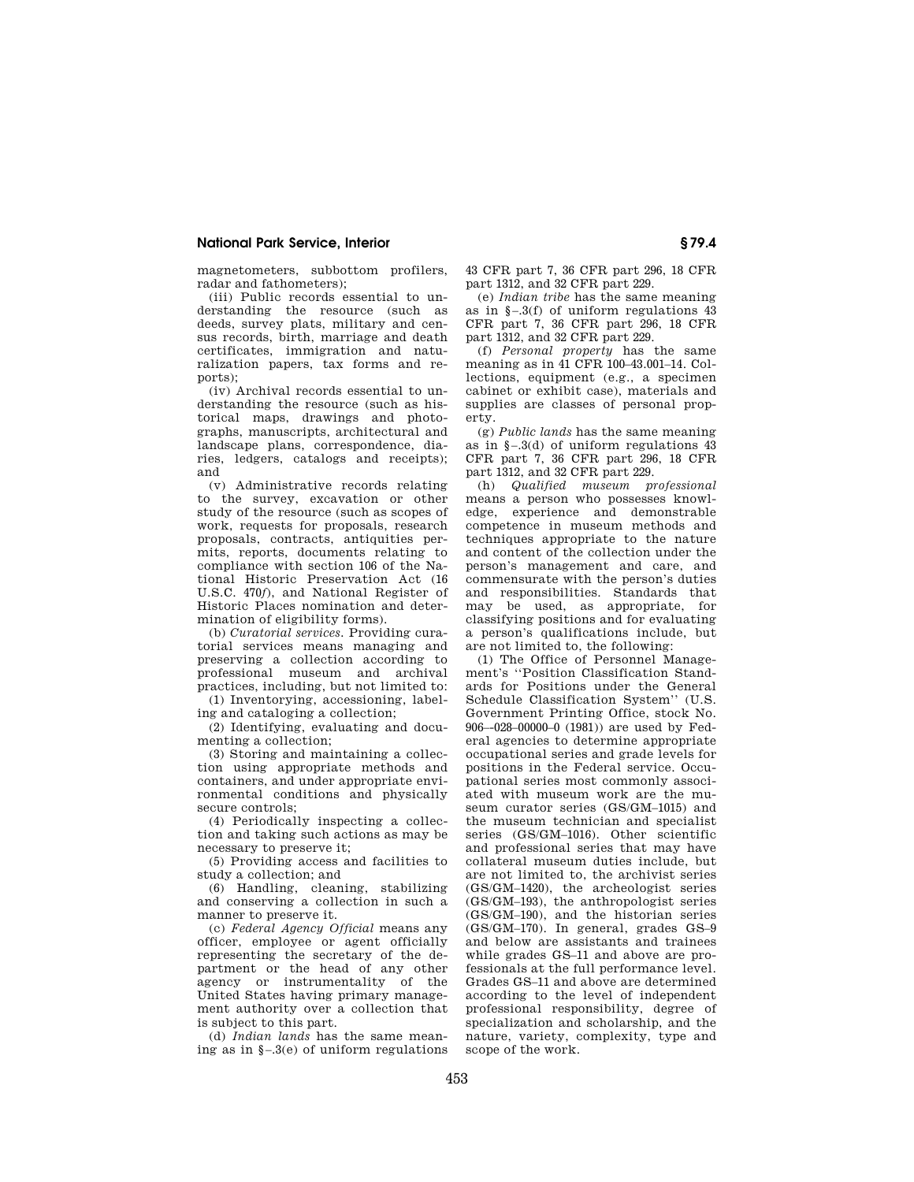magnetometers, subbottom profilers, radar and fathometers);

(iii) Public records essential to understanding the resource (such as deeds, survey plats, military and census records, birth, marriage and death certificates, immigration and naturalization papers, tax forms and reports);

(iv) Archival records essential to understanding the resource (such as historical maps, drawings and photographs, manuscripts, architectural and landscape plans, correspondence, diaries, ledgers, catalogs and receipts); and

(v) Administrative records relating to the survey, excavation or other study of the resource (such as scopes of work, requests for proposals, research proposals, contracts, antiquities permits, reports, documents relating to compliance with section 106 of the National Historic Preservation Act (16 U.S.C. 470*f*), and National Register of Historic Places nomination and determination of eligibility forms).

(b) *Curatorial services.* Providing curatorial services means managing and preserving a collection according to professional museum and archival practices, including, but not limited to:

(1) Inventorying, accessioning, labeling and cataloging a collection;

(2) Identifying, evaluating and documenting a collection;

(3) Storing and maintaining a collection using appropriate methods and containers, and under appropriate environmental conditions and physically secure controls;

(4) Periodically inspecting a collection and taking such actions as may be necessary to preserve it;

(5) Providing access and facilities to study a collection; and

(6) Handling, cleaning, stabilizing and conserving a collection in such a manner to preserve it.

(c) *Federal Agency Official* means any officer, employee or agent officially representing the secretary of the department or the head of any other agency or instrumentality of the United States having primary management authority over a collection that is subject to this part.

(d) *Indian lands* has the same meaning as in §–.3(e) of uniform regulations 43 CFR part 7, 36 CFR part 296, 18 CFR part 1312, and 32 CFR part 229.

(e) *Indian tribe* has the same meaning as in §–.3(f) of uniform regulations 43 CFR part 7, 36 CFR part 296, 18 CFR part 1312, and 32 CFR part 229.

(f) *Personal property* has the same meaning as in 41 CFR 100–43.001–14. Collections, equipment (e.g., a specimen cabinet or exhibit case), materials and supplies are classes of personal property.

(g) *Public lands* has the same meaning as in §–.3(d) of uniform regulations 43 CFR part 7, 36 CFR part 296, 18 CFR part 1312, and 32 CFR part 229.

(h) *Qualified museum professional* means a person who possesses knowledge, experience and demonstrable competence in museum methods and techniques appropriate to the nature and content of the collection under the person's management and care, and commensurate with the person's duties and responsibilities. Standards that may be used, as appropriate, for classifying positions and for evaluating a person's qualifications include, but are not limited to, the following:

(1) The Office of Personnel Management's ''Position Classification Standards for Positions under the General Schedule Classification System'' (U.S. Government Printing Office, stock No. 906–-028–00000–0 (1981)) are used by Federal agencies to determine appropriate occupational series and grade levels for positions in the Federal service. Occupational series most commonly associated with museum work are the museum curator series (GS/GM–1015) and the museum technician and specialist series (GS/GM–1016). Other scientific and professional series that may have collateral museum duties include, but are not limited to, the archivist series (GS/GM–1420), the archeologist series (GS/GM–193), the anthropologist series (GS/GM–190), and the historian series (GS/GM–170). In general, grades GS–9 and below are assistants and trainees while grades GS–11 and above are professionals at the full performance level. Grades GS–11 and above are determined according to the level of independent professional responsibility, degree of specialization and scholarship, and the nature, variety, complexity, type and scope of the work.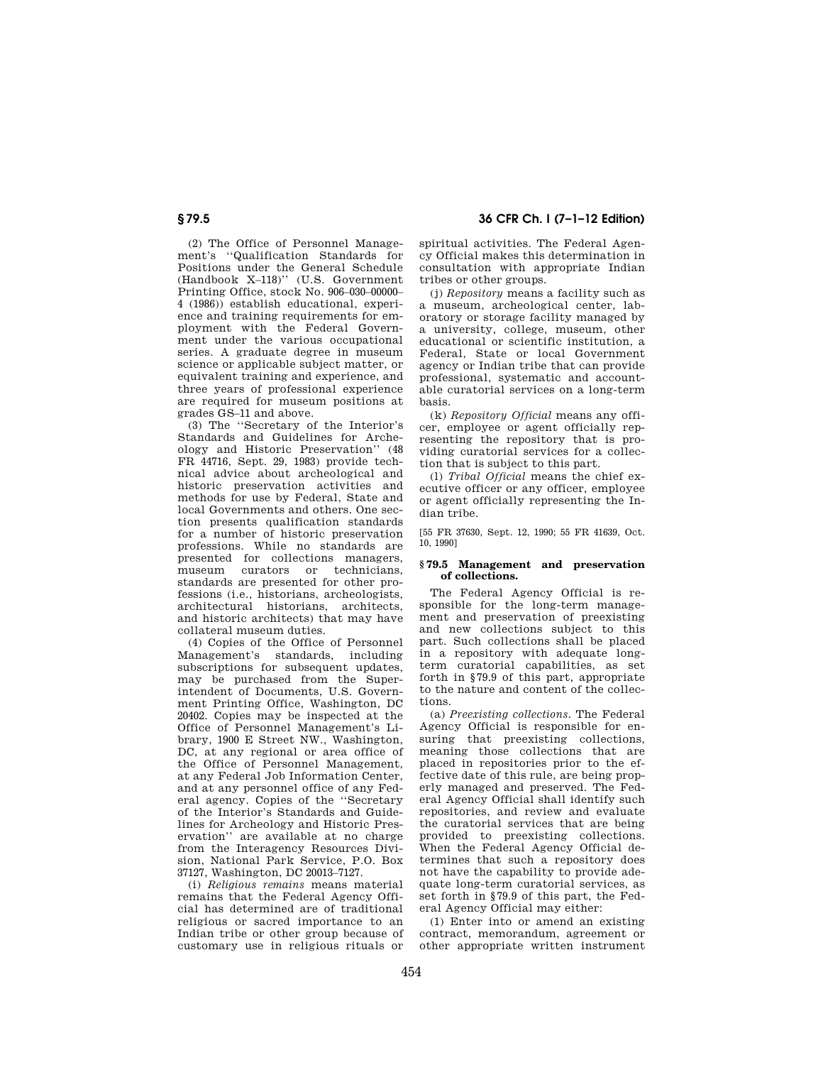(2) The Office of Personnel Management's ''Qualification Standards for Positions under the General Schedule (Handbook X–118)'' (U.S. Government Printing Office, stock No. 906–030–00000–4 (1986)) establish educational, experience and training requirements for employment with the Federal Government under the various occupational series. A graduate degree in museum science or applicable subject matter, or equivalent training and experience, and three years of professional experience are required for museum positions at grades GS–11 and above.

(3) The ''Secretary of the Interior's Standards and Guidelines for Archeology and Historic Preservation'' (48 FR 44716, Sept. 29, 1983) provide technical advice about archeological and historic preservation activities and methods for use by Federal, State and local Governments and others. One section presents qualification standards for a number of historic preservation professions. While no standards are presented for collections managers, museum curators or technicians, standards are presented for other professions (i.e., historians, archeologists, architectural historians, architects, and historic architects) that may have collateral museum duties.

(4) Copies of the Office of Personnel Management's standards, including subscriptions for subsequent updates, may be purchased from the Superintendent of Documents, U.S. Government Printing Office, Washington, DC 20402. Copies may be inspected at the Office of Personnel Management's Library, 1900 E Street NW., Washington, DC, at any regional or area office of the Office of Personnel Management, at any Federal Job Information Center, and at any personnel office of any Federal agency. Copies of the ''Secretary of the Interior's Standards and Guidelines for Archeology and Historic Preservation'' are available at no charge from the Interagency Resources Division, National Park Service, P.O. Box 37127, Washington, DC 20013–7127.

(i) *Religious remains* means material remains that the Federal Agency Official has determined are of traditional religious or sacred importance to an Indian tribe or other group because of customary use in religious rituals or spiritual activities. The Federal Agency Official makes this determination in consultation with appropriate Indian tribes or other groups.

(j) *Repository* means a facility such as a museum, archeological center, laboratory or storage facility managed by a university, college, museum, other educational or scientific institution, a Federal, State or local Government agency or Indian tribe that can provide professional, systematic and accountable curatorial services on a long-term basis.

(k) *Repository Official* means any officer, employee or agent officially representing the repository that is providing curatorial services for a collection that is subject to this part.

(l) *Tribal Official* means the chief executive officer or any officer, employee or agent officially representing the Indian tribe.

[55 FR 37630, Sept. 12, 1990; 55 FR 41639, Oct. 10, 1990]

### § 79.5 Management and preservation of collections.

The Federal Agency Official is responsible for the long-term management and preservation of preexisting and new collections subject to this part. Such collections shall be placed in a repository with adequate long-term curatorial capabilities, as set forth in §79.9 of this part, appropriate to the nature and content of the collections.

(a) *Preexisting collections.* The Federal Agency Official is responsible for ensuring that preexisting collections, meaning those collections that are placed in repositories prior to the effective date of this rule, are being properly managed and preserved. The Federal Agency Official shall identify such repositories, and review and evaluate the curatorial services that are being provided to preexisting collections. When the Federal Agency Official determines that such a repository does not have the capability to provide adequate long-term curatorial services, as set forth in §79.9 of this part, the Federal Agency Official may either:

(1) Enter into or amend an existing contract, memorandum, agreement or other appropriate written instrument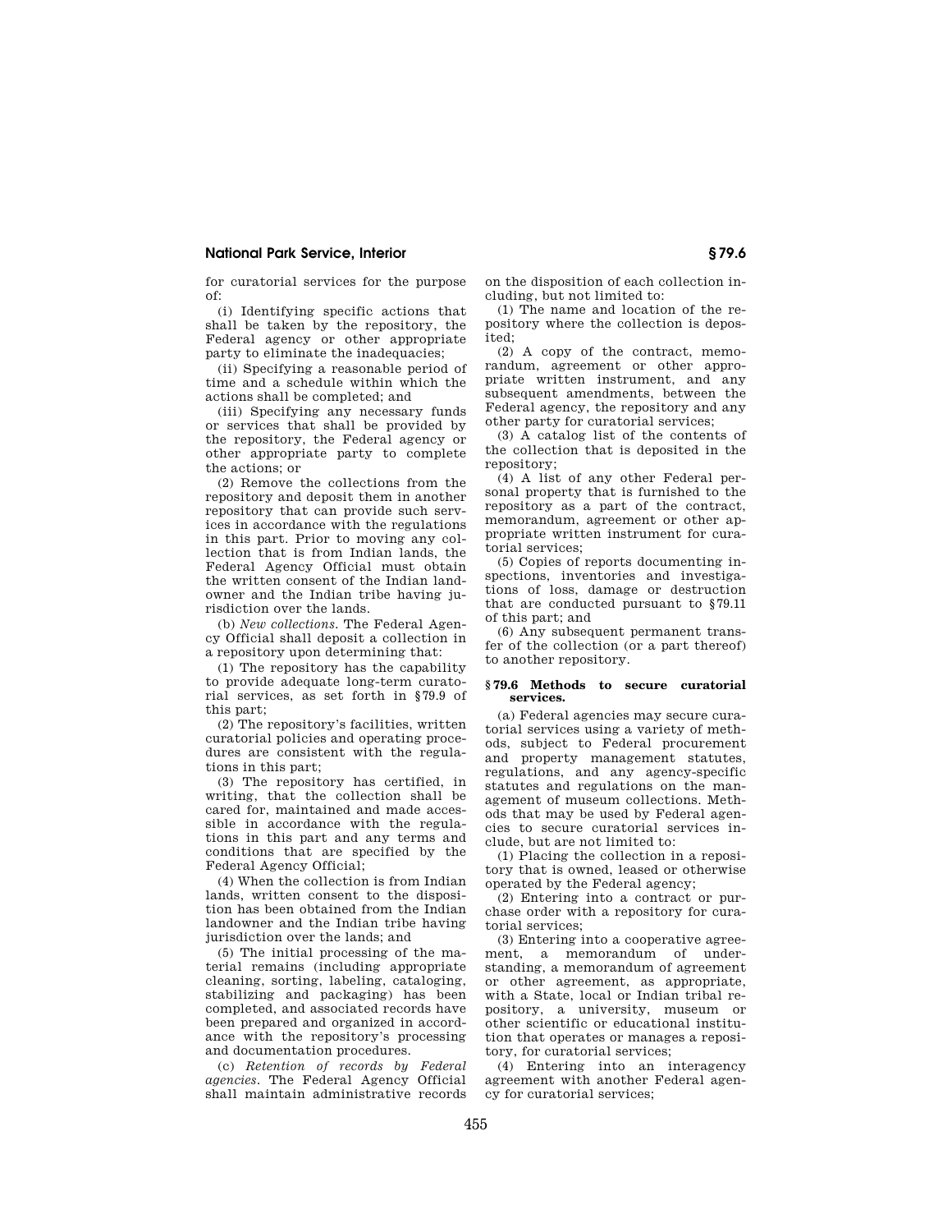for curatorial services for the purpose of:

(i) Identifying specific actions that shall be taken by the repository, the Federal agency or other appropriate party to eliminate the inadequacies;

(ii) Specifying a reasonable period of time and a schedule within which the actions shall be completed; and

(iii) Specifying any necessary funds or services that shall be provided by the repository, the Federal agency or other appropriate party to complete the actions; or

(2) Remove the collections from the repository and deposit them in another repository that can provide such services in accordance with the regulations in this part. Prior to moving any collection that is from Indian lands, the Federal Agency Official must obtain the written consent of the Indian landowner and the Indian tribe having jurisdiction over the lands.

(b) *New collections*. The Federal Agency Official shall deposit a collection in a repository upon determining that:

(1) The repository has the capability to provide adequate long-term curatorial services, as set forth in §79.9 of this part;

(2) The repository's facilities, written curatorial policies and operating procedures are consistent with the regulations in this part;

(3) The repository has certified, in writing, that the collection shall be cared for, maintained and made accessible in accordance with the regulations in this part and any terms and conditions that are specified by the Federal Agency Official;

(4) When the collection is from Indian lands, written consent to the disposition has been obtained from the Indian landowner and the Indian tribe having jurisdiction over the lands; and

(5) The initial processing of the material remains (including appropriate cleaning, sorting, labeling, cataloging, stabilizing and packaging) has been completed, and associated records have been prepared and organized in accordance with the repository's processing and documentation procedures.

(c) *Retention of records by Federal agencies*. The Federal Agency Official shall maintain administrative records on the disposition of each collection including, but not limited to:

(1) The name and location of the repository where the collection is deposited;

(2) A copy of the contract, memorandum, agreement or other appropriate written instrument, and any subsequent amendments, between the Federal agency, the repository and any other party for curatorial services;

(3) A catalog list of the contents of the collection that is deposited in the repository;

(4) A list of any other Federal personal property that is furnished to the repository as a part of the contract, memorandum, agreement or other appropriate written instrument for curatorial services;

(5) Copies of reports documenting inspections, inventories and investigations of loss, damage or destruction that are conducted pursuant to §79.11 of this part; and

(6) Any subsequent permanent transfer of the collection (or a part thereof) to another repository.

### §79.6 Methods to secure curatorial services.

(a) Federal agencies may secure curatorial services using a variety of methods, subject to Federal procurement and property management statutes, regulations, and any agency-specific statutes and regulations on the management of museum collections. Methods that may be used by Federal agencies to secure curatorial services include, but are not limited to:

(1) Placing the collection in a repository that is owned, leased or otherwise operated by the Federal agency;

(2) Entering into a contract or purchase order with a repository for curatorial services;

(3) Entering into a cooperative agreement, a memorandum of understanding, a memorandum of agreement or other agreement, as appropriate, with a State, local or Indian tribal repository, a university, museum or other scientific or educational institution that operates or manages a repository, for curatorial services;

(4) Entering into an interagency agreement with another Federal agency for curatorial services;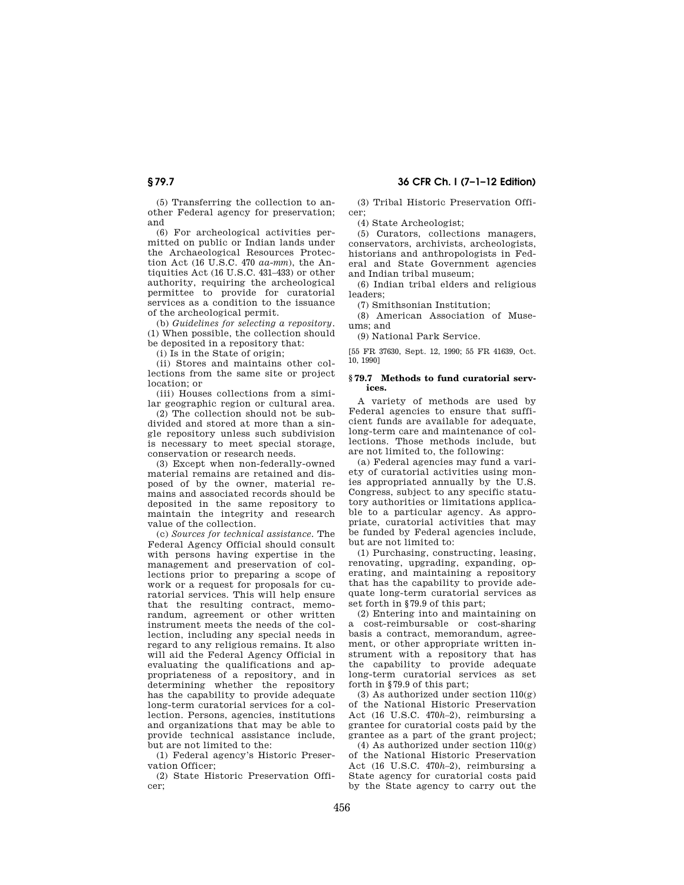(5) Transferring the collection to another Federal agency for preservation; and

(6) For archeological activities permitted on public or Indian lands under the Archaeological Resources Protection Act (16 U.S.C. 470 *aa-mm*), the Antiquities Act (16 U.S.C. 431–433) or other authority, requiring the archeological permittee to provide for curatorial services as a condition to the issuance of the archeological permit.

(b) *Guidelines for selecting a repository*. (1) When possible, the collection should be deposited in a repository that:

(i) Is in the State of origin;

(ii) Stores and maintains other collections from the same site or project location; or

(iii) Houses collections from a similar geographic region or cultural area.

(2) The collection should not be subdivided and stored at more than a single repository unless such subdivision is necessary to meet special storage, conservation or research needs.

(3) Except when non-federally-owned material remains are retained and disposed of by the owner, material remains and associated records should be deposited in the same repository to maintain the integrity and research value of the collection.

(c) *Sources for technical assistance*. The Federal Agency Official should consult with persons having expertise in the management and preservation of collections prior to preparing a scope of work or a request for proposals for curatorial services. This will help ensure that the resulting contract, memorandum, agreement or other written instrument meets the needs of the collection, including any special needs in regard to any religious remains. It also will aid the Federal Agency Official in evaluating the qualifications and appropriateness of a repository, and in determining whether the repository has the capability to provide adequate long-term curatorial services for a collection. Persons, agencies, institutions and organizations that may be able to provide technical assistance include, but are not limited to the:

(1) Federal agency's Historic Preservation Officer;

(2) State Historic Preservation Officer;

(3) Tribal Historic Preservation Officer;

(4) State Archeologist;

(5) Curators, collections managers, conservators, archivists, archeologists, historians and anthropologists in Federal and State Government agencies and Indian tribal museum;

(6) Indian tribal elders and religious leaders;

(7) Smithsonian Institution;

(8) American Association of Museums; and

(9) National Park Service.

[55 FR 37630, Sept. 12, 1990; 55 FR 41639, Oct. 10, 1990]

### § 79.7 Methods to fund curatorial services.

A variety of methods are used by Federal agencies to ensure that sufficient funds are available for adequate, long-term care and maintenance of collections. Those methods include, but are not limited to, the following:

(a) Federal agencies may fund a variety of curatorial activities using monies appropriated annually by the U.S. Congress, subject to any specific statutory authorities or limitations applicable to a particular agency. As appropriate, curatorial activities that may be funded by Federal agencies include, but are not limited to:

(1) Purchasing, constructing, leasing, renovating, upgrading, expanding, operating, and maintaining a repository that has the capability to provide adequate long-term curatorial services as set forth in § 79.9 of this part;

(2) Entering into and maintaining on a cost-reimbursable or cost-sharing basis a contract, memorandum, agreement, or other appropriate written instrument with a repository that has the capability to provide adequate long-term curatorial services as set forth in § 79.9 of this part;

(3) As authorized under section 110(g) of the National Historic Preservation Act (16 U.S.C. 470*h*–2), reimbursing a grantee for curatorial costs paid by the grantee as a part of the grant project;

(4) As authorized under section 110(g) of the National Historic Preservation Act (16 U.S.C. 470*h*–2), reimbursing a State agency for curatorial costs paid by the State agency to carry out the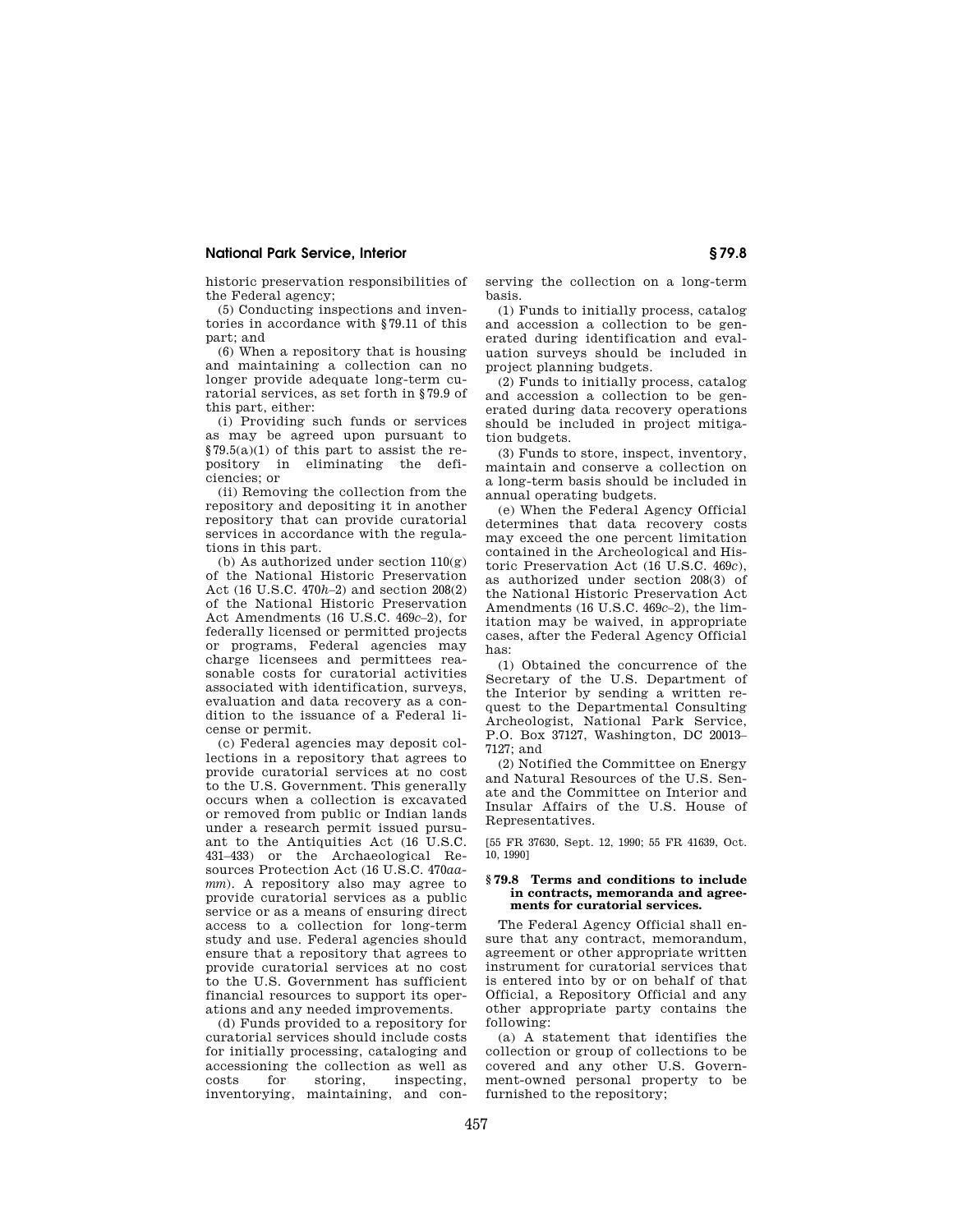historic preservation responsibilities of the Federal agency;

(5) Conducting inspections and inventories in accordance with §79.11 of this part; and

(6) When a repository that is housing and maintaining a collection can no longer provide adequate long-term curatorial services, as set forth in §79.9 of this part, either:

(i) Providing such funds or services as may be agreed upon pursuant to §79.5(a)(1) of this part to assist the repository in eliminating the deficiencies; or

(ii) Removing the collection from the repository and depositing it in another repository that can provide curatorial services in accordance with the regulations in this part.

(b) As authorized under section 110(g) of the National Historic Preservation Act (16 U.S.C. 470*h*–2) and section 208(2) of the National Historic Preservation Act Amendments (16 U.S.C. 469*c*–2), for federally licensed or permitted projects or programs, Federal agencies may charge licensees and permittees reasonable costs for curatorial activities associated with identification, surveys, evaluation and data recovery as a condition to the issuance of a Federal license or permit.

(c) Federal agencies may deposit collections in a repository that agrees to provide curatorial services at no cost to the U.S. Government. This generally occurs when a collection is excavated or removed from public or Indian lands under a research permit issued pursuant to the Antiquities Act (16 U.S.C. 431–433) or the Archaeological Resources Protection Act (16 U.S.C. 470*aa*-*mm*). A repository also may agree to provide curatorial services as a public service or as a means of ensuring direct access to a collection for long-term study and use. Federal agencies should ensure that a repository that agrees to provide curatorial services at no cost to the U.S. Government has sufficient financial resources to support its operations and any needed improvements.

(d) Funds provided to a repository for curatorial services should include costs for initially processing, cataloging and accessioning the collection as well as costs for storing, inspecting, inventorying, maintaining, and conserving the collection on a long-term basis.

(1) Funds to initially process, catalog and accession a collection to be generated during identification and evaluation surveys should be included in project planning budgets.

(2) Funds to initially process, catalog and accession a collection to be generated during data recovery operations should be included in project mitigation budgets.

(3) Funds to store, inspect, inventory, maintain and conserve a collection on a long-term basis should be included in annual operating budgets.

(e) When the Federal Agency Official determines that data recovery costs may exceed the one percent limitation contained in the Archeological and Historic Preservation Act (16 U.S.C. 469*c*), as authorized under section 208(3) of the National Historic Preservation Act Amendments (16 U.S.C. 469*c*–2), the limitation may be waived, in appropriate cases, after the Federal Agency Official has:

(1) Obtained the concurrence of the Secretary of the U.S. Department of the Interior by sending a written request to the Departmental Consulting Archeologist, National Park Service, P.O. Box 37127, Washington, DC 20013–7127; and

(2) Notified the Committee on Energy and Natural Resources of the U.S. Senate and the Committee on Interior and Insular Affairs of the U.S. House of Representatives.

[55 FR 37630, Sept. 12, 1990; 55 FR 41639, Oct. 10, 1990]

### §79.8 Terms and conditions to include in contracts, memoranda and agreements for curatorial services.

The Federal Agency Official shall ensure that any contract, memorandum, agreement or other appropriate written instrument for curatorial services that is entered into by or on behalf of that Official, a Repository Official and any other appropriate party contains the following:

(a) A statement that identifies the collection or group of collections to be covered and any other U.S. Government-owned personal property to be furnished to the repository;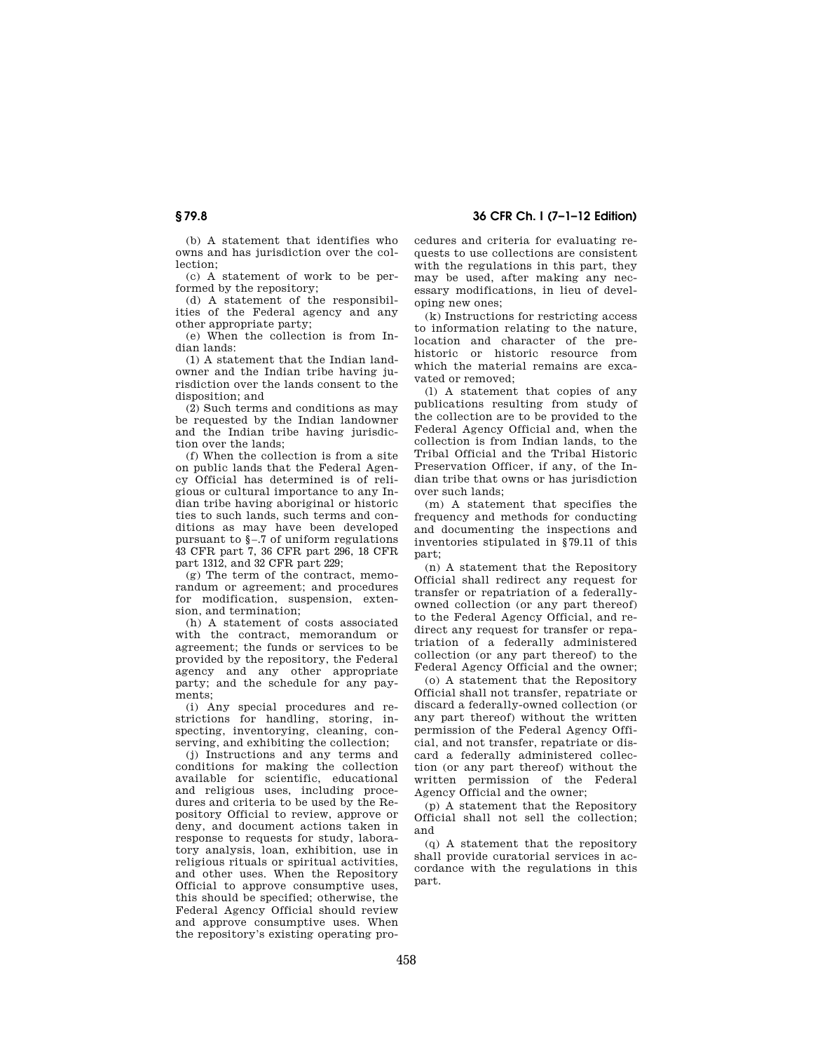(b) A statement that identifies who owns and has jurisdiction over the collection;

(c) A statement of work to be performed by the repository;

(d) A statement of the responsibilities of the Federal agency and any other appropriate party;

(e) When the collection is from Indian lands:

(1) A statement that the Indian landowner and the Indian tribe having jurisdiction over the lands consent to the disposition; and

(2) Such terms and conditions as may be requested by the Indian landowner and the Indian tribe having jurisdiction over the lands;

(f) When the collection is from a site on public lands that the Federal Agency Official has determined is of religious or cultural importance to any Indian tribe having aboriginal or historic ties to such lands, such terms and conditions as may have been developed pursuant to §–.7 of uniform regulations 43 CFR part 7, 36 CFR part 296, 18 CFR part 1312, and 32 CFR part 229;

(g) The term of the contract, memorandum or agreement; and procedures for modification, suspension, extension, and termination;

(h) A statement of costs associated with the contract, memorandum or agreement; the funds or services to be provided by the repository, the Federal agency and any other appropriate party; and the schedule for any payments;

(i) Any special procedures and restrictions for handling, storing, inspecting, inventorying, cleaning, conserving, and exhibiting the collection;

(j) Instructions and any terms and conditions for making the collection available for scientific, educational and religious uses, including procedures and criteria to be used by the Repository Official to review, approve or deny, and document actions taken in response to requests for study, laboratory analysis, loan, exhibition, use in religious rituals or spiritual activities, and other uses. When the Repository Official to approve consumptive uses, this should be specified; otherwise, the Federal Agency Official should review and approve consumptive uses. When the repository's existing operating procedures and criteria for evaluating requests to use collections are consistent with the regulations in this part, they may be used, after making any necessary modifications, in lieu of developing new ones;

(k) Instructions for restricting access to information relating to the nature, location and character of the prehistoric or historic resource from which the material remains are excavated or removed;

(l) A statement that copies of any publications resulting from study of the collection are to be provided to the Federal Agency Official and, when the collection is from Indian lands, to the Tribal Official and the Tribal Historic Preservation Officer, if any, of the Indian tribe that owns or has jurisdiction over such lands;

(m) A statement that specifies the frequency and methods for conducting and documenting the inspections and inventories stipulated in §79.11 of this part;

(n) A statement that the Repository Official shall redirect any request for transfer or repatriation of a federally-owned collection (or any part thereof) to the Federal Agency Official, and redirect any request for transfer or repatriation of a federally administered collection (or any part thereof) to the Federal Agency Official and the owner;

(o) A statement that the Repository Official shall not transfer, repatriate or discard a federally-owned collection (or any part thereof) without the written permission of the Federal Agency Official, and not transfer, repatriate or discard a federally administered collection (or any part thereof) without the written permission of the Federal Agency Official and the owner;

(p) A statement that the Repository Official shall not sell the collection; and

(q) A statement that the repository shall provide curatorial services in accordance with the regulations in this part.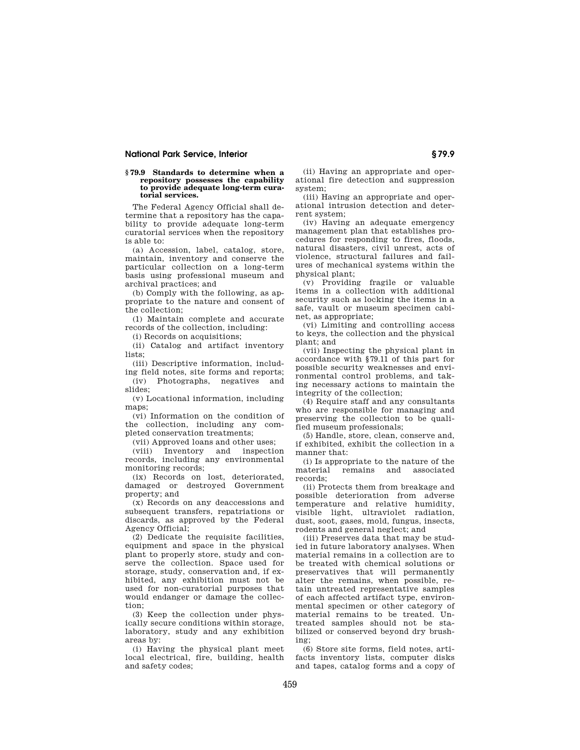### § 79.9 Standards to determine when a repository possesses the capability to provide adequate long-term curatorial services.

The Federal Agency Official shall determine that a repository has the capability to provide adequate long-term curatorial services when the repository is able to:

(a) Accession, label, catalog, store, maintain, inventory and conserve the particular collection on a long-term basis using professional museum and archival practices; and

(b) Comply with the following, as appropriate to the nature and consent of the collection;

(1) Maintain complete and accurate records of the collection, including:

(i) Records on acquisitions;

(ii) Catalog and artifact inventory lists;

(iii) Descriptive information, including field notes, site forms and reports;

(iv) Photographs, negatives and slides;

(v) Locational information, including maps;

(vi) Information on the condition of the collection, including any completed conservation treatments;

(vii) Approved loans and other uses;

(viii) Inventory and inspection records, including any environmental monitoring records;

(ix) Records on lost, deteriorated, damaged or destroyed Government property; and

(x) Records on any deaccessions and subsequent transfers, repatriations or discards, as approved by the Federal Agency Official;

(2) Dedicate the requisite facilities, equipment and space in the physical plant to properly store, study and conserve the collection. Space used for storage, study, conservation and, if exhibited, any exhibition must not be used for non-curatorial purposes that would endanger or damage the collection;

(3) Keep the collection under physically secure conditions within storage, laboratory, study and any exhibition areas by:

(i) Having the physical plant meet local electrical, fire, building, health and safety codes;

(ii) Having an appropriate and operational fire detection and suppression system;

(iii) Having an appropriate and operational intrusion detection and deterrent system;

(iv) Having an adequate emergency management plan that establishes procedures for responding to fires, floods, natural disasters, civil unrest, acts of violence, structural failures and failures of mechanical systems within the physical plant;

(v) Providing fragile or valuable items in a collection with additional security such as locking the items in a safe, vault or museum specimen cabinet, as appropriate;

(vi) Limiting and controlling access to keys, the collection and the physical plant; and

(vii) Inspecting the physical plant in accordance with § 79.11 of this part for possible security weaknesses and environmental control problems, and taking necessary actions to maintain the integrity of the collection;

(4) Require staff and any consultants who are responsible for managing and preserving the collection to be qualified museum professionals;

(5) Handle, store, clean, conserve and, if exhibited, exhibit the collection in a manner that:

(i) Is appropriate to the nature of the material remains and associated records;

(ii) Protects them from breakage and possible deterioration from adverse temperature and relative humidity, visible light, ultraviolet radiation, dust, soot, gases, mold, fungus, insects, rodents and general neglect; and

(iii) Preserves data that may be studied in future laboratory analyses. When material remains in a collection are to be treated with chemical solutions or preservatives that will permanently alter the remains, when possible, retain untreated representative samples of each affected artifact type, environmental specimen or other category of material remains to be treated. Untreated samples should not be stabilized or conserved beyond dry brushing;

(6) Store site forms, field notes, artifacts inventory lists, computer disks and tapes, catalog forms and a copy of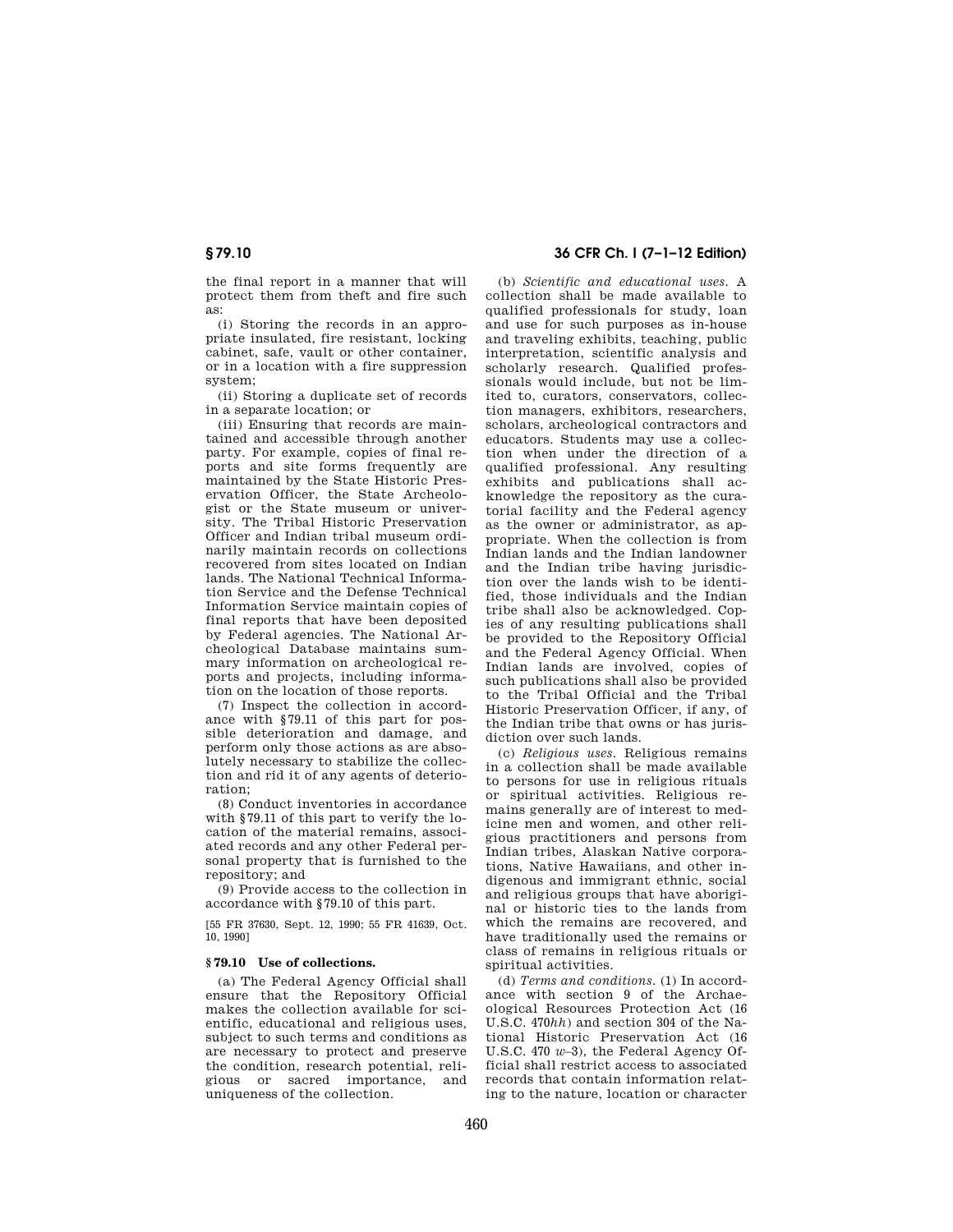the final report in a manner that will protect them from theft and fire such as:

(i) Storing the records in an appropriate insulated, fire resistant, locking cabinet, safe, vault or other container, or in a location with a fire suppression system;

(ii) Storing a duplicate set of records in a separate location; or

(iii) Ensuring that records are maintained and accessible through another party. For example, copies of final reports and site forms frequently are maintained by the State Historic Preservation Officer, the State Archeologist or the State museum or university. The Tribal Historic Preservation Officer and Indian tribal museum ordinarily maintain records on collections recovered from sites located on Indian lands. The National Technical Information Service and the Defense Technical Information Service maintain copies of final reports that have been deposited by Federal agencies. The National Archeological Database maintains summary information on archeological reports and projects, including information on the location of those reports.

(7) Inspect the collection in accordance with §79.11 of this part for possible deterioration and damage, and perform only those actions as are absolutely necessary to stabilize the collection and rid it of any agents of deterioration;

(8) Conduct inventories in accordance with §79.11 of this part to verify the location of the material remains, associated records and any other Federal personal property that is furnished to the repository; and

(9) Provide access to the collection in accordance with §79.10 of this part.

[55 FR 37630, Sept. 12, 1990; 55 FR 41639, Oct. 10, 1990]

### § 79.10 Use of collections.

(a) The Federal Agency Official shall ensure that the Repository Official makes the collection available for scientific, educational and religious uses, subject to such terms and conditions as are necessary to protect and preserve the condition, research potential, religious or sacred importance, and uniqueness of the collection.

(b) *Scientific and educational uses.* A collection shall be made available to qualified professionals for study, loan and use for such purposes as in-house and traveling exhibits, teaching, public interpretation, scientific analysis and scholarly research. Qualified professionals would include, but not be limited to, curators, conservators, collection managers, exhibitors, researchers, scholars, archeological contractors and educators. Students may use a collection when under the direction of a qualified professional. Any resulting exhibits and publications shall acknowledge the repository as the curatorial facility and the Federal agency as the owner or administrator, as appropriate. When the collection is from Indian lands and the Indian landowner and the Indian tribe having jurisdiction over the lands wish to be identified, those individuals and the Indian tribe shall also be acknowledged. Copies of any resulting publications shall be provided to the Repository Official and the Federal Agency Official. When Indian lands are involved, copies of such publications shall also be provided to the Tribal Official and the Tribal Historic Preservation Officer, if any, of the Indian tribe that owns or has jurisdiction over such lands.

(c) *Religious uses.* Religious remains in a collection shall be made available to persons for use in religious rituals or spiritual activities. Religious remains generally are of interest to medicine men and women, and other religious practitioners and persons from Indian tribes, Alaskan Native corporations, Native Hawaiians, and other indigenous and immigrant ethnic, social and religious groups that have aboriginal or historic ties to the lands from which the remains are recovered, and have traditionally used the remains or class of remains in religious rituals or spiritual activities.

(d) *Terms and conditions.* (1) In accordance with section 9 of the Archaeological Resources Protection Act (16 U.S.C. 470*hh*) and section 304 of the National Historic Preservation Act (16 U.S.C. 470 *w*–3), the Federal Agency Official shall restrict access to associated records that contain information relating to the nature, location or character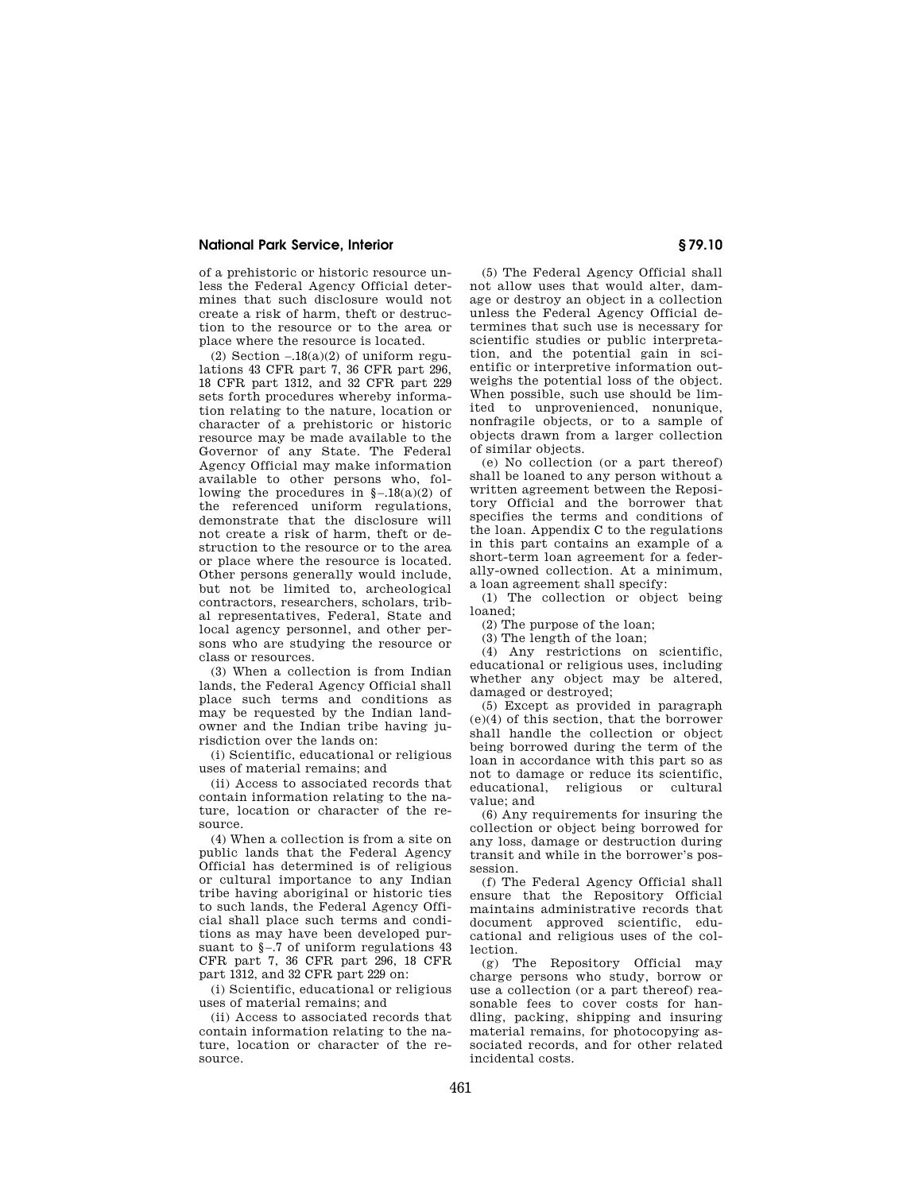of a prehistoric or historic resource unless the Federal Agency Official determines that such disclosure would not create a risk of harm, theft or destruction to the resource or to the area or place where the resource is located.

(2) Section –.18(a)(2) of uniform regulations 43 CFR part 7, 36 CFR part 296, 18 CFR part 1312, and 32 CFR part 229 sets forth procedures whereby information relating to the nature, location or character of a prehistoric or historic resource may be made available to the Governor of any State. The Federal Agency Official may make information available to other persons who, following the procedures in §–.18(a)(2) of the referenced uniform regulations, demonstrate that the disclosure will not create a risk of harm, theft or destruction to the resource or to the area or place where the resource is located. Other persons generally would include, but not be limited to, archeological contractors, researchers, scholars, tribal representatives, Federal, State and local agency personnel, and other persons who are studying the resource or class or resources.

(3) When a collection is from Indian lands, the Federal Agency Official shall place such terms and conditions as may be requested by the Indian landowner and the Indian tribe having jurisdiction over the lands on:

(i) Scientific, educational or religious uses of material remains; and

(ii) Access to associated records that contain information relating to the nature, location or character of the resource.

(4) When a collection is from a site on public lands that the Federal Agency Official has determined is of religious or cultural importance to any Indian tribe having aboriginal or historic ties to such lands, the Federal Agency Official shall place such terms and conditions as may have been developed pursuant to §–.7 of uniform regulations 43 CFR part 7, 36 CFR part 296, 18 CFR part 1312, and 32 CFR part 229 on:

(i) Scientific, educational or religious uses of material remains; and

(ii) Access to associated records that contain information relating to the nature, location or character of the resource.

(5) The Federal Agency Official shall not allow uses that would alter, damage or destroy an object in a collection unless the Federal Agency Official determines that such use is necessary for scientific studies or public interpretation, and the potential gain in scientific or interpretive information outweighs the potential loss of the object. When possible, such use should be limited to unprovenienced, nonunique, nonfragile objects, or to a sample of objects drawn from a larger collection of similar objects.

(e) No collection (or a part thereof) shall be loaned to any person without a written agreement between the Repository Official and the borrower that specifies the terms and conditions of the loan. Appendix C to the regulations in this part contains an example of a short-term loan agreement for a federally-owned collection. At a minimum, a loan agreement shall specify:

(1) The collection or object being loaned;

(2) The purpose of the loan;

(3) The length of the loan;

(4) Any restrictions on scientific, educational or religious uses, including whether any object may be altered, damaged or destroyed;

(5) Except as provided in paragraph (e)(4) of this section, that the borrower shall handle the collection or object being borrowed during the term of the loan in accordance with this part so as not to damage or reduce its scientific, educational, religious or cultural value; and

(6) Any requirements for insuring the collection or object being borrowed for any loss, damage or destruction during transit and while in the borrower's possession.

(f) The Federal Agency Official shall ensure that the Repository Official maintains administrative records that document approved scientific, educational and religious uses of the collection.

(g) The Repository Official may charge persons who study, borrow or use a collection (or a part thereof) reasonable fees to cover costs for handling, packing, shipping and insuring material remains, for photocopying associated records, and for other related incidental costs.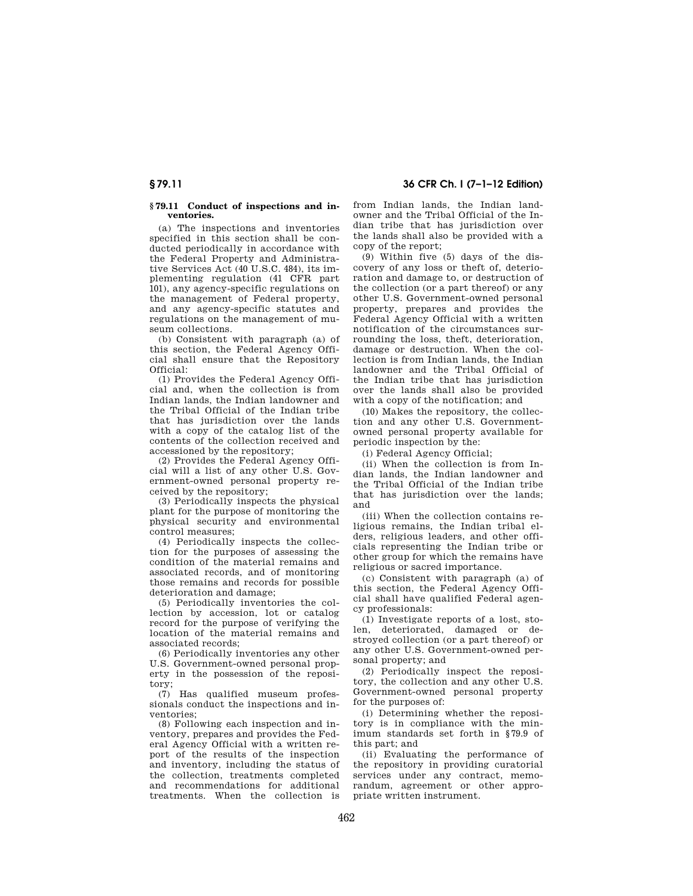### § 79.11 Conduct of inspections and inventories.

(a) The inspections and inventories specified in this section shall be conducted periodically in accordance with the Federal Property and Administrative Services Act (40 U.S.C. 484), its implementing regulation (41 CFR part 101), any agency-specific regulations on the management of Federal property, and any agency-specific statutes and regulations on the management of museum collections.

(b) Consistent with paragraph (a) of this section, the Federal Agency Official shall ensure that the Repository Official:

(1) Provides the Federal Agency Official and, when the collection is from Indian lands, the Indian landowner and the Tribal Official of the Indian tribe that has jurisdiction over the lands with a copy of the catalog list of the contents of the collection received and accessioned by the repository;

(2) Provides the Federal Agency Official will a list of any other U.S. Government-owned personal property received by the repository;

(3) Periodically inspects the physical plant for the purpose of monitoring the physical security and environmental control measures;

(4) Periodically inspects the collection for the purposes of assessing the condition of the material remains and associated records, and of monitoring those remains and records for possible deterioration and damage;

(5) Periodically inventories the collection by accession, lot or catalog record for the purpose of verifying the location of the material remains and associated records;

(6) Periodically inventories any other U.S. Government-owned personal property in the possession of the repository;

(7) Has qualified museum professionals conduct the inspections and inventories;

(8) Following each inspection and inventory, prepares and provides the Federal Agency Official with a written report of the results of the inspection and inventory, including the status of the collection, treatments completed and recommendations for additional treatments. When the collection is from Indian lands, the Indian landowner and the Tribal Official of the Indian tribe that has jurisdiction over the lands shall also be provided with a copy of the report;

(9) Within five (5) days of the discovery of any loss or theft of, deterioration and damage to, or destruction of the collection (or a part thereof) or any other U.S. Government-owned personal property, prepares and provides the Federal Agency Official with a written notification of the circumstances surrounding the loss, theft, deterioration, damage or destruction. When the collection is from Indian lands, the Indian landowner and the Tribal Official of the Indian tribe that has jurisdiction over the lands shall also be provided with a copy of the notification; and

(10) Makes the repository, the collection and any other U.S. Government-owned personal property available for periodic inspection by the:

(i) Federal Agency Official;

(ii) When the collection is from Indian lands, the Indian landowner and the Tribal Official of the Indian tribe that has jurisdiction over the lands; and

(iii) When the collection contains religious remains, the Indian tribal elders, religious leaders, and other officials representing the Indian tribe or other group for which the remains have religious or sacred importance.

(c) Consistent with paragraph (a) of this section, the Federal Agency Official shall have qualified Federal agency professionals:

(1) Investigate reports of a lost, stolen, deteriorated, damaged or destroyed collection (or a part thereof) or any other U.S. Government-owned personal property; and

(2) Periodically inspect the repository, the collection and any other U.S. Government-owned personal property for the purposes of:

(i) Determining whether the repository is in compliance with the minimum standards set forth in § 79.9 of this part; and

(ii) Evaluating the performance of the repository in providing curatorial services under any contract, memorandum, agreement or other appropriate written instrument.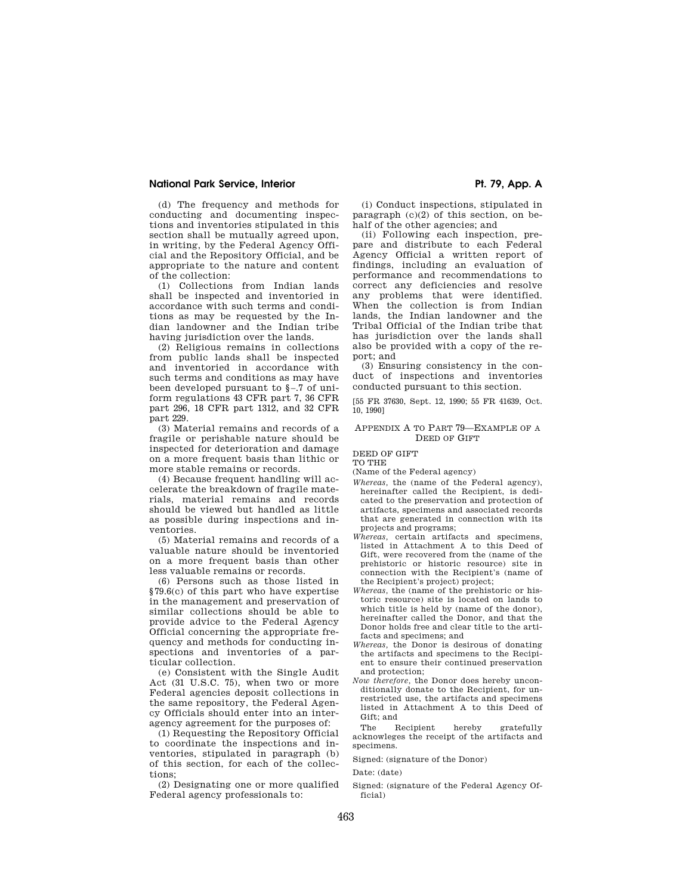(d) The frequency and methods for conducting and documenting inspections and inventories stipulated in this section shall be mutually agreed upon, in writing, by the Federal Agency Official and the Repository Official, and be appropriate to the nature and content of the collection:

(1) Collections from Indian lands shall be inspected and inventoried in accordance with such terms and conditions as may be requested by the Indian landowner and the Indian tribe having jurisdiction over the lands.

(2) Religious remains in collections from public lands shall be inspected and inventoried in accordance with such terms and conditions as may have been developed pursuant to §–.7 of uniform regulations 43 CFR part 7, 36 CFR part 296, 18 CFR part 1312, and 32 CFR part 229.

(3) Material remains and records of a fragile or perishable nature should be inspected for deterioration and damage on a more frequent basis than lithic or more stable remains or records.

(4) Because frequent handling will accelerate the breakdown of fragile materials, material remains and records should be viewed but handled as little as possible during inspections and inventories.

(5) Material remains and records of a valuable nature should be inventoried on a more frequent basis than other less valuable remains or records.

(6) Persons such as those listed in §79.6(c) of this part who have expertise in the management and preservation of similar collections should be able to provide advice to the Federal Agency Official concerning the appropriate frequency and methods for conducting inspections and inventories of a particular collection.

(e) Consistent with the Single Audit Act (31 U.S.C. 75), when two or more Federal agencies deposit collections in the same repository, the Federal Agency Officials should enter into an interagency agreement for the purposes of:

(1) Requesting the Repository Official to coordinate the inspections and inventories, stipulated in paragraph (b) of this section, for each of the collections;

(2) Designating one or more qualified Federal agency professionals to:

(i) Conduct inspections, stipulated in paragraph (c)(2) of this section, on behalf of the other agencies; and

(ii) Following each inspection, prepare and distribute to each Federal Agency Official a written report of findings, including an evaluation of performance and recommendations to correct any deficiencies and resolve any problems that were identified. When the collection is from Indian lands, the Indian landowner and the Tribal Official of the Indian tribe that has jurisdiction over the lands shall also be provided with a copy of the report; and

(3) Ensuring consistency in the conduct of inspections and inventories conducted pursuant to this section.

[55 FR 37630, Sept. 12, 1990; 55 FR 41639, Oct. 10, 1990]

## APPENDIX A TO PART 79—EXAMPLE OF A DEED OF GIFT

DEED OF GIFT
TO THE
(Name of the Federal agency)

*Whereas*, the (name of the Federal agency), hereinafter called the Recipient, is dedicated to the preservation and protection of artifacts, specimens and associated records that are generated in connection with its projects and programs;

*Whereas*, certain artifacts and specimens, listed in Attachment A to this Deed of Gift, were recovered from the (name of the prehistoric or historic resource) site in connection with the Recipient's (name of the Recipient's project) project;

*Whereas*, the (name of the prehistoric or historic resource) site is located on lands to which title is held by (name of the donor), hereinafter called the Donor, and that the Donor holds free and clear title to the artifacts and specimens; and

*Whereas*, the Donor is desirous of donating the artifacts and specimens to the Recipient to ensure their continued preservation and protection;

*Now therefore*, the Donor does hereby unconditionally donate to the Recipient, for unrestricted use, the artifacts and specimens listed in Attachment A to this Deed of Gift; and

The Recipient hereby gratefully acknowleges the receipt of the artifacts and specimens.

Signed: (signature of the Donor)

Date: (date)

Signed: (signature of the Federal Agency Official)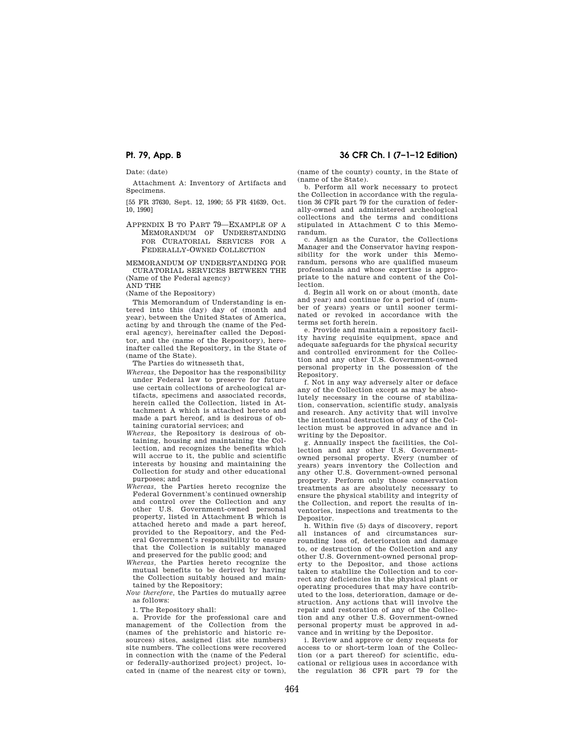Date: (date)

Attachment A: Inventory of Artifacts and Specimens.

[55 FR 37630, Sept. 12, 1990; 55 FR 41639, Oct. 10, 1990]

## APPENDIX B TO PART 79—EXAMPLE OF A MEMORANDUM OF UNDERSTANDING FOR CURATORIAL SERVICES FOR A FEDERALLY-OWNED COLLECTION

MEMORANDUM OF UNDERSTANDING FOR CURATORIAL SERVICES BETWEEN THE (Name of the Federal agency)
AND THE
(Name of the Repository)

This Memorandum of Understanding is entered into this (day) day of (month and year), between the United States of America, acting by and through the (name of the Federal agency), hereinafter called the Depositor, and the (name of the Repository), hereinafter called the Repository, in the State of (name of the State).

The Parties do witnesseth that,

*Whereas,* the Depositor has the responsibility under Federal law to preserve for future use certain collections of archeological artifacts, specimens and associated records, herein called the Collection, listed in Attachment A which is attached hereto and made a part hereof, and is desirous of obtaining curatorial services; and

*Whereas,* the Repository is desirous of obtaining, housing and maintaining the Collection, and recognizes the benefits which will accrue to it, the public and scientific interests by housing and maintaining the Collection for study and other educational purposes; and

*Whereas,* the Parties hereto recognize the Federal Government's continued ownership and control over the Collection and any other U.S. Government-owned personal property, listed in Attachment B which is attached hereto and made a part hereof, provided to the Repository, and the Federal Government's responsibility to ensure that the Collection is suitably managed and preserved for the public good; and

*Whereas,* the Parties hereto recognize the mutual benefits to be derived by having the Collection suitably housed and maintained by the Repository;

*Now therefore,* the Parties do mutually agree as follows:

1. The Repository shall:

a. Provide for the professional care and management of the Collection from the (names of the prehistoric and historic resources) sites, assigned (list site numbers) site numbers. The collections were recovered in connection with the (name of the Federal or federally-authorized project) project, located in (name of the nearest city or town), (name of the county) county, in the State of (name of the State).

b. Perform all work necessary to protect the Collection in accordance with the regulation 36 CFR part 79 for the curation of federally-owned and administered archeological collections and the terms and conditions stipulated in Attachment C to this Memorandum.

c. Assign as the Curator, the Collections Manager and the Conservator having responsibility for the work under this Memorandum, persons who are qualified museum professionals and whose expertise is appropriate to the nature and content of the Collection.

d. Begin all work on or about (month, date and year) and continue for a period of (number of years) years or until sooner terminated or revoked in accordance with the terms set forth herein.

e. Provide and maintain a repository facility having requisite equipment, space and adequate safeguards for the physical security and controlled environment for the Collection and any other U.S. Government-owned personal property in the possession of the Repository.

f. Not in any way adversely alter or deface any of the Collection except as may be absolutely necessary in the course of stabilization, conservation, scientific study, analysis and research. Any activity that will involve the intentional destruction of any of the Collection must be approved in advance and in writing by the Depositor.

g. Annually inspect the facilities, the Collection and any other U.S. Government-owned personal property. Every (number of years) years inventory the Collection and any other U.S. Government-owned personal property. Perform only those conservation treatments as are absolutely necessary to ensure the physical stability and integrity of the Collection, and report the results of inventories, inspections and treatments to the Depositor.

h. Within five (5) days of discovery, report all instances of and circumstances surrounding loss of, deterioration and damage to, or destruction of the Collection and any other U.S. Government-owned personal property to the Depositor, and those actions taken to stabilize the Collection and to correct any deficiencies in the physical plant or operating procedures that may have contributed to the loss, deterioration, damage or destruction. Any actions that will involve the repair and restoration of any of the Collection and any other U.S. Government-owned personal property must be approved in advance and in writing by the Depositor.

i. Review and approve or deny requests for access to or short-term loan of the Collection (or a part thereof) for scientific, educational or religious uses in accordance with the regulation 36 CFR part 79 for the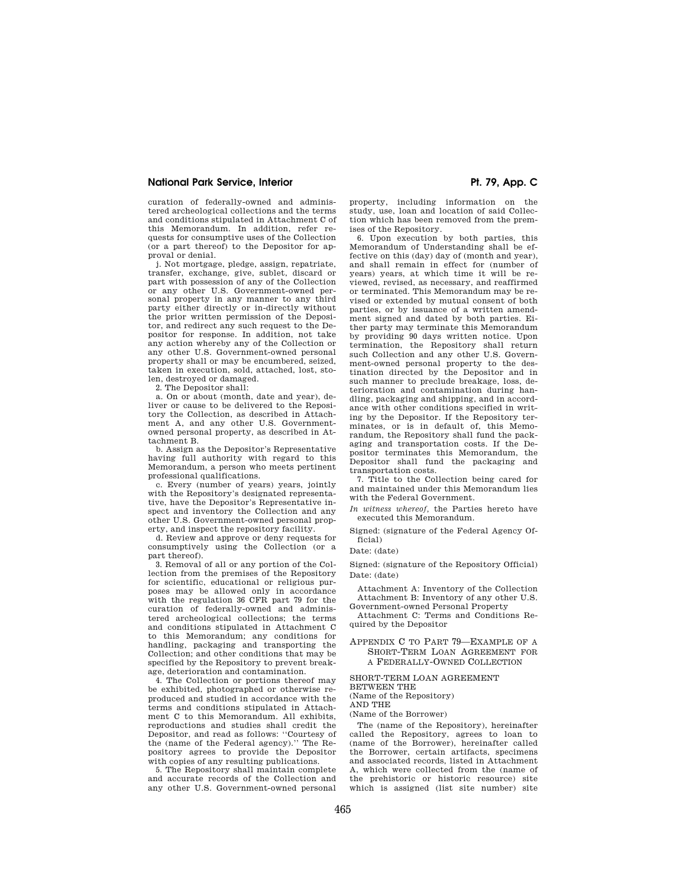curation of federally-owned and administered archeological collections and the terms and conditions stipulated in Attachment C of this Memorandum. In addition, refer requests for consumptive uses of the Collection (or a part thereof) to the Depositor for approval or denial.

j. Not mortgage, pledge, assign, repatriate, transfer, exchange, give, sublet, discard or part with possession of any of the Collection or any other U.S. Government-owned personal property in any manner to any third party either directly or in-directly without the prior written permission of the Depositor, and redirect any such request to the Depositor for response. In addition, not take any action whereby any of the Collection or any other U.S. Government-owned personal property shall or may be encumbered, seized, taken in execution, sold, attached, lost, stolen, destroyed or damaged.

2. The Depositor shall:

a. On or about (month, date and year), deliver or cause to be delivered to the Repository the Collection, as described in Attachment A, and any other U.S. Government-owned personal property, as described in Attachment B.

b. Assign as the Depositor's Representative having full authority with regard to this Memorandum, a person who meets pertinent professional qualifications.

c. Every (number of years) years, jointly with the Repository's designated representative, have the Depositor's Representative inspect and inventory the Collection and any other U.S. Government-owned personal property, and inspect the repository facility.

d. Review and approve or deny requests for consumptively using the Collection (or a part thereof).

3. Removal of all or any portion of the Collection from the premises of the Repository for scientific, educational or religious purposes may be allowed only in accordance with the regulation 36 CFR part 79 for the curation of federally-owned and administered archeological collections; the terms and conditions stipulated in Attachment C to this Memorandum; any conditions for handling, packaging and transporting the Collection; and other conditions that may be specified by the Repository to prevent breakage, deterioration and contamination.

4. The Collection or portions thereof may be exhibited, photographed or otherwise reproduced and studied in accordance with the terms and conditions stipulated in Attachment C to this Memorandum. All exhibits, reproductions and studies shall credit the Depositor, and read as follows: ''Courtesy of the (name of the Federal agency).'' The Repository agrees to provide the Depositor with copies of any resulting publications.

5. The Repository shall maintain complete and accurate records of the Collection and any other U.S. Government-owned personal property, including information on the study, use, loan and location of said Collection which has been removed from the premises of the Repository.

6. Upon execution by both parties, this Memorandum of Understanding shall be effective on this (day) day of (month and year), and shall remain in effect for (number of years) years, at which time it will be reviewed, revised, as necessary, and reaffirmed or terminated. This Memorandum may be revised or extended by mutual consent of both parties, or by issuance of a written amendment signed and dated by both parties. Either party may terminate this Memorandum by providing 90 days written notice. Upon termination, the Repository shall return such Collection and any other U.S. Government-owned personal property to the destination directed by the Depositor and in such manner to preclude breakage, loss, deterioration and contamination during handling, packaging and shipping, and in accordance with other conditions specified in writing by the Depositor. If the Repository terminates, or is in default of, this Memorandum, the Repository shall fund the packaging and transportation costs. If the Depositor terminates this Memorandum, the Depositor shall fund the packaging and transportation costs.

7. Title to the Collection being cared for and maintained under this Memorandum lies with the Federal Government.

*In witness whereof,* the Parties hereto have executed this Memorandum.

Signed: (signature of the Federal Agency Official)

Date: (date)

Signed: (signature of the Repository Official)

Date: (date)

Attachment A: Inventory of the Collection

Attachment B: Inventory of any other U.S. Government-owned Personal Property

Attachment C: Terms and Conditions Required by the Depositor

## APPENDIX C TO PART 79—EXAMPLE OF A SHORT-TERM LOAN AGREEMENT FOR A FEDERALLY-OWNED COLLECTION

SHORT-TERM LOAN AGREEMENT
BETWEEN THE
(Name of the Repository)
AND THE
(Name of the Borrower)

The (name of the Repository), hereinafter called the Repository, agrees to loan to (name of the Borrower), hereinafter called the Borrower, certain artifacts, specimens and associated records, listed in Attachment A, which were collected from the (name of the prehistoric or historic resource) site which is assigned (list site number) site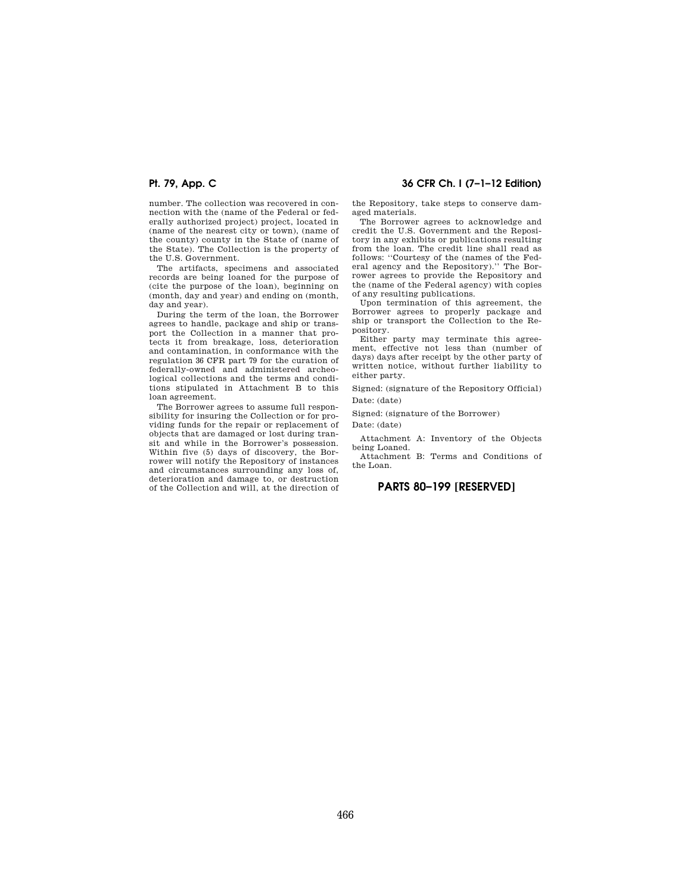number. The collection was recovered in connection with the (name of the Federal or federally authorized project) project, located in (name of the nearest city or town), (name of the county) county in the State of (name of the State). The Collection is the property of the U.S. Government.

The artifacts, specimens and associated records are being loaned for the purpose of (cite the purpose of the loan), beginning on (month, day and year) and ending on (month, day and year).

During the term of the loan, the Borrower agrees to handle, package and ship or transport the Collection in a manner that protects it from breakage, loss, deterioration and contamination, in conformance with the regulation 36 CFR part 79 for the curation of federally-owned and administered archeological collections and the terms and conditions stipulated in Attachment B to this loan agreement.

The Borrower agrees to assume full responsibility for insuring the Collection or for providing funds for the repair or replacement of objects that are damaged or lost during transit and while in the Borrower's possession. Within five (5) days of discovery, the Borrower will notify the Repository of instances and circumstances surrounding any loss of, deterioration and damage to, or destruction of the Collection and will, at the direction of the Repository, take steps to conserve damaged materials.

The Borrower agrees to acknowledge and credit the U.S. Government and the Repository in any exhibits or publications resulting from the loan. The credit line shall read as follows: ''Courtesy of the (names of the Federal agency and the Repository).'' The Borrower agrees to provide the Repository and the (name of the Federal agency) with copies of any resulting publications.

Upon termination of this agreement, the Borrower agrees to properly package and ship or transport the Collection to the Repository.

Either party may terminate this agreement, effective not less than (number of days) days after receipt by the other party of written notice, without further liability to either party.

Signed: (signature of the Repository Official)

Date: (date)

Signed: (signature of the Borrower)

Date: (date)

Attachment A: Inventory of the Objects being Loaned.

Attachment B: Terms and Conditions of the Loan.

## PARTS 80–199 [RESERVED]